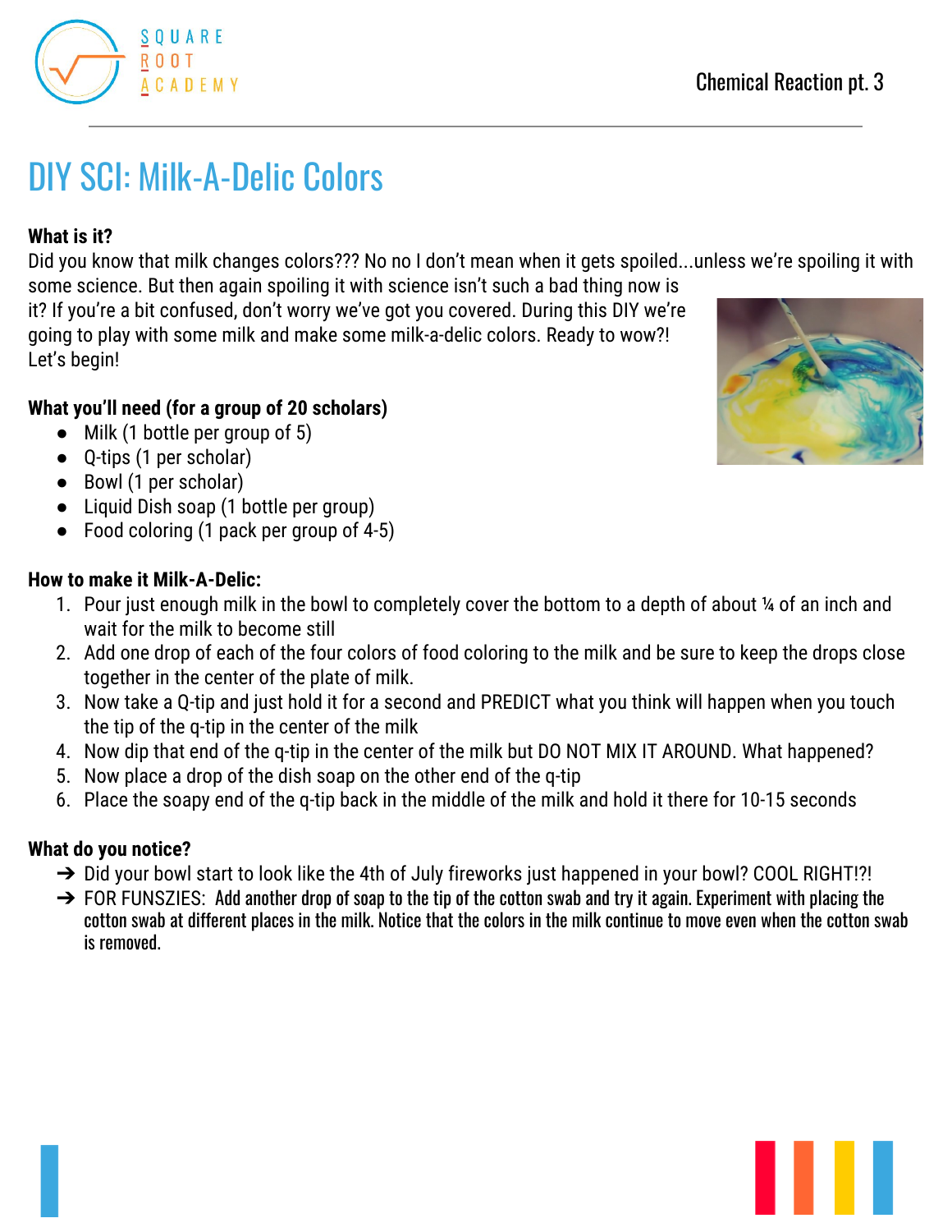# DIY SCI: Milk-A-Delic Colors

**What is it?**

Did you know that milk changes colors??? No no I don't mean when it gets spoiled...unless we're spoiling it with some science. But then again spoiling it with science isn't such a bad thing now is it? If you're a bit confused, don't worry we've got you covered. During this DIY we're going to play with some milk and make some milk-a-delic colors. Ready to wow?! Let's begin!

**What you'll need (for a group of 20 scholars)**

- Milk (1 bottle per group of 5)
- Q-tips (1 per scholar)
- Bowl (1 per scholar)
- Liquid Dish soap (1 bottle per group)
- Food coloring (1 pack per group of 4-5)

**How to make it Milk-A-Delic:**

1. Pour just enough milk in the bowl to completely cover the bottom to a depth of about ¼ of an inch and wait for the milk to become still
2. Add one drop of each of the four colors of food coloring to the milk and be sure to keep the drops close together in the center of the plate of milk.
3. Now take a Q-tip and just hold it for a second and PREDICT what you think will happen when you touch the tip of the q-tip in the center of the milk
4. Now dip that end of the q-tip in the center of the milk but DO NOT MIX IT AROUND. What happened?
5. Now place a drop of the dish soap on the other end of the q-tip
6. Place the soapy end of the q-tip back in the middle of the milk and hold it there for 10-15 seconds

**What do you notice?**

- ➔ Did your bowl start to look like the 4th of July fireworks just happened in your bowl? COOL RIGHT!?!
- ➔ FOR FUNSZIES: Add another drop of soap to the tip of the cotton swab and try it again. Experiment with placing the cotton swab at different places in the milk. Notice that the colors in the milk continue to move even when the cotton swab is removed.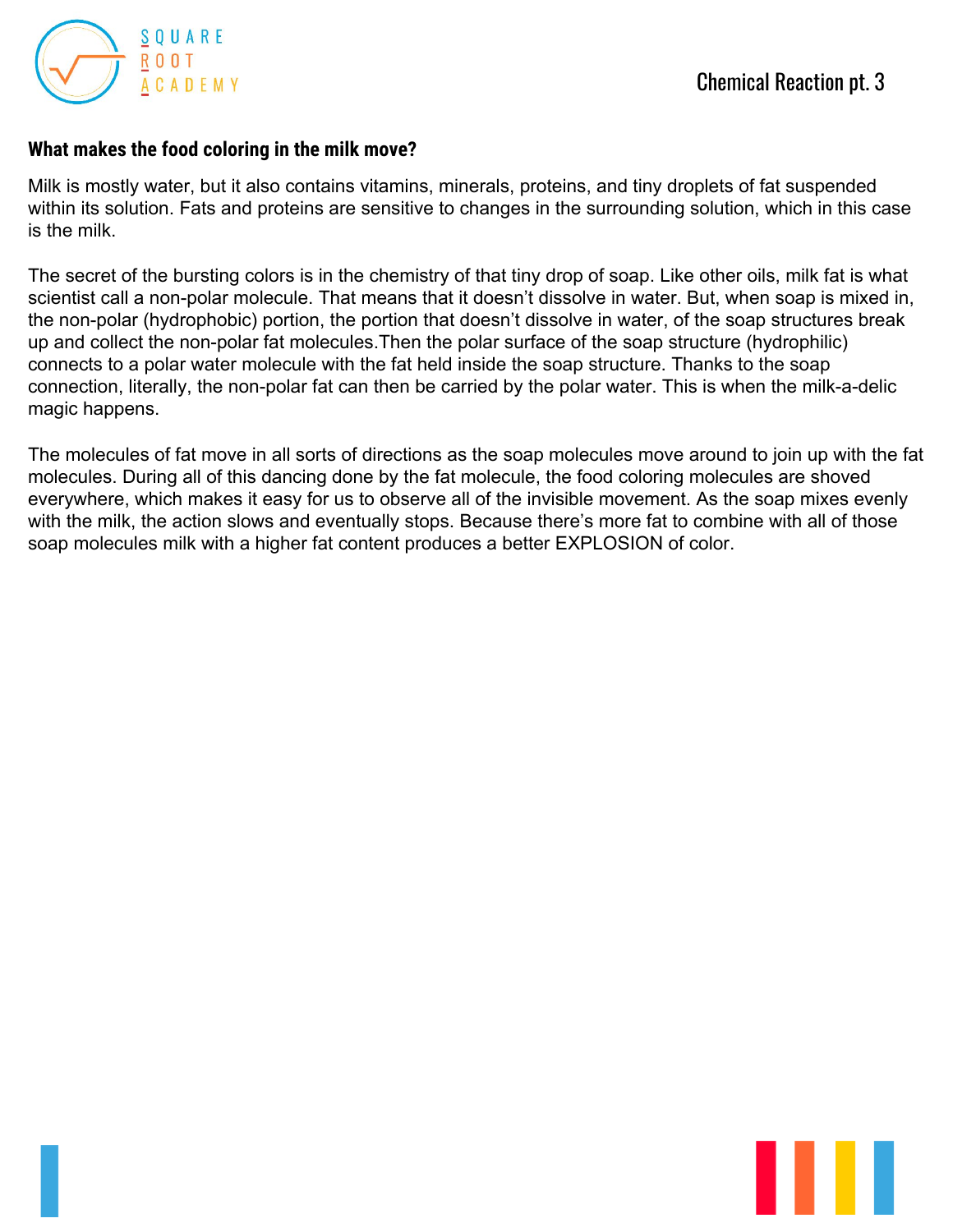**What makes the food coloring in the milk move?**

Milk is mostly water, but it also contains vitamins, minerals, proteins, and tiny droplets of fat suspended within its solution. Fats and proteins are sensitive to changes in the surrounding solution, which in this case is the milk.

The secret of the bursting colors is in the chemistry of that tiny drop of soap. Like other oils, milk fat is what scientist call a non-polar molecule. That means that it doesn't dissolve in water. But, when soap is mixed in, the non-polar (hydrophobic) portion, the portion that doesn't dissolve in water, of the soap structures break up and collect the non-polar fat molecules.Then the polar surface of the soap structure (hydrophilic) connects to a polar water molecule with the fat held inside the soap structure. Thanks to the soap connection, literally, the non-polar fat can then be carried by the polar water. This is when the milk-a-delic magic happens.

The molecules of fat move in all sorts of directions as the soap molecules move around to join up with the fat molecules. During all of this dancing done by the fat molecule, the food coloring molecules are shoved everywhere, which makes it easy for us to observe all of the invisible movement. As the soap mixes evenly with the milk, the action slows and eventually stops. Because there's more fat to combine with all of those soap molecules milk with a higher fat content produces a better EXPLOSION of color.